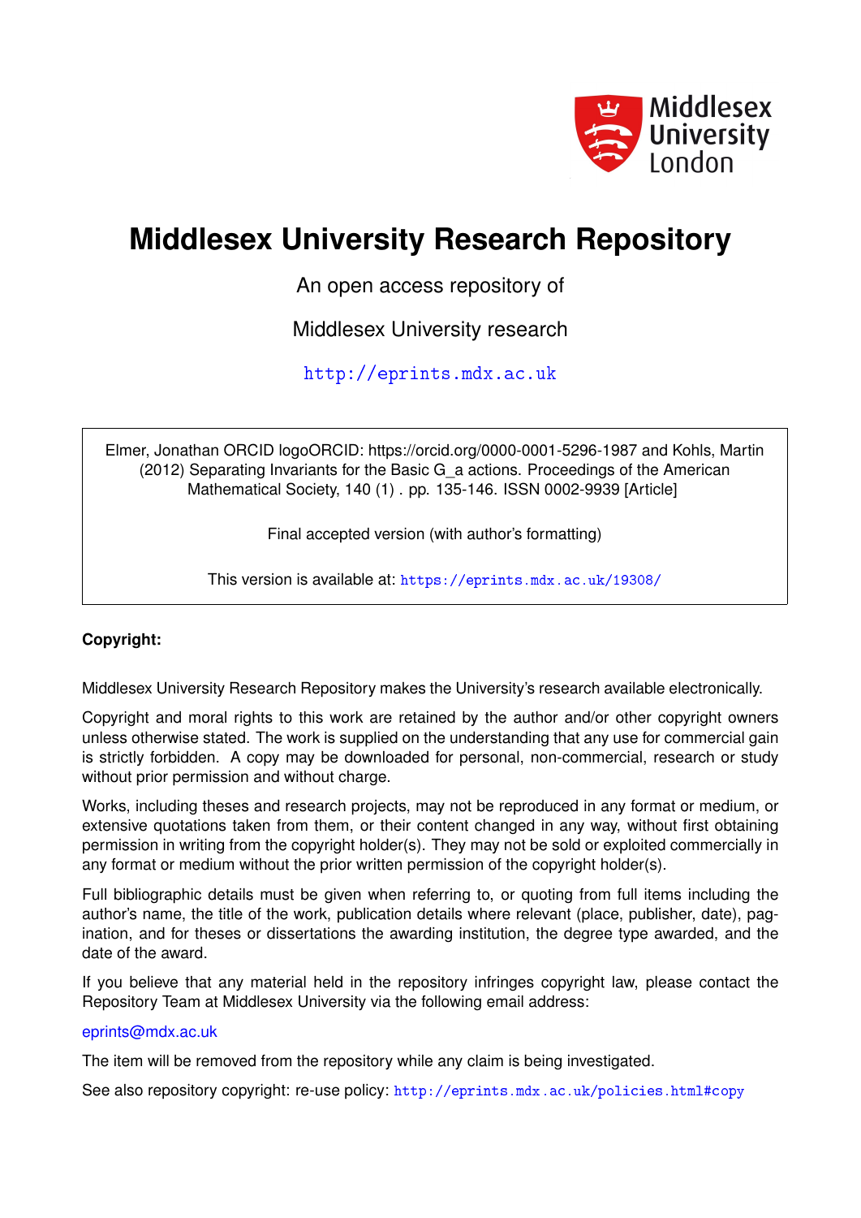Middlesex University London

# Middlesex University Research Repository

An open access repository of

Middlesex University research

http://eprints.mdx.ac.uk

Elmer, Jonathan ORCID logoORCID: https://orcid.org/0000-0001-5296-1987 and Kohls, Martin (2012) Separating Invariants for the Basic G_a actions. Proceedings of the American Mathematical Society, 140 (1) . pp. 135-146. ISSN 0002-9939 [Article]

Final accepted version (with author's formatting)

This version is available at: https://eprints.mdx.ac.uk/19308/

**Copyright:**

Middlesex University Research Repository makes the University's research available electronically.

Copyright and moral rights to this work are retained by the author and/or other copyright owners unless otherwise stated. The work is supplied on the understanding that any use for commercial gain is strictly forbidden. A copy may be downloaded for personal, non-commercial, research or study without prior permission and without charge.

Works, including theses and research projects, may not be reproduced in any format or medium, or extensive quotations taken from them, or their content changed in any way, without first obtaining permission in writing from the copyright holder(s). They may not be sold or exploited commercially in any format or medium without the prior written permission of the copyright holder(s).

Full bibliographic details must be given when referring to, or quoting from full items including the author's name, the title of the work, publication details where relevant (place, publisher, date), pagination, and for theses or dissertations the awarding institution, the degree type awarded, and the date of the award.

If you believe that any material held in the repository infringes copyright law, please contact the Repository Team at Middlesex University via the following email address:

eprints@mdx.ac.uk

The item will be removed from the repository while any claim is being investigated.

See also repository copyright: re-use policy: http://eprints.mdx.ac.uk/policies.html#copy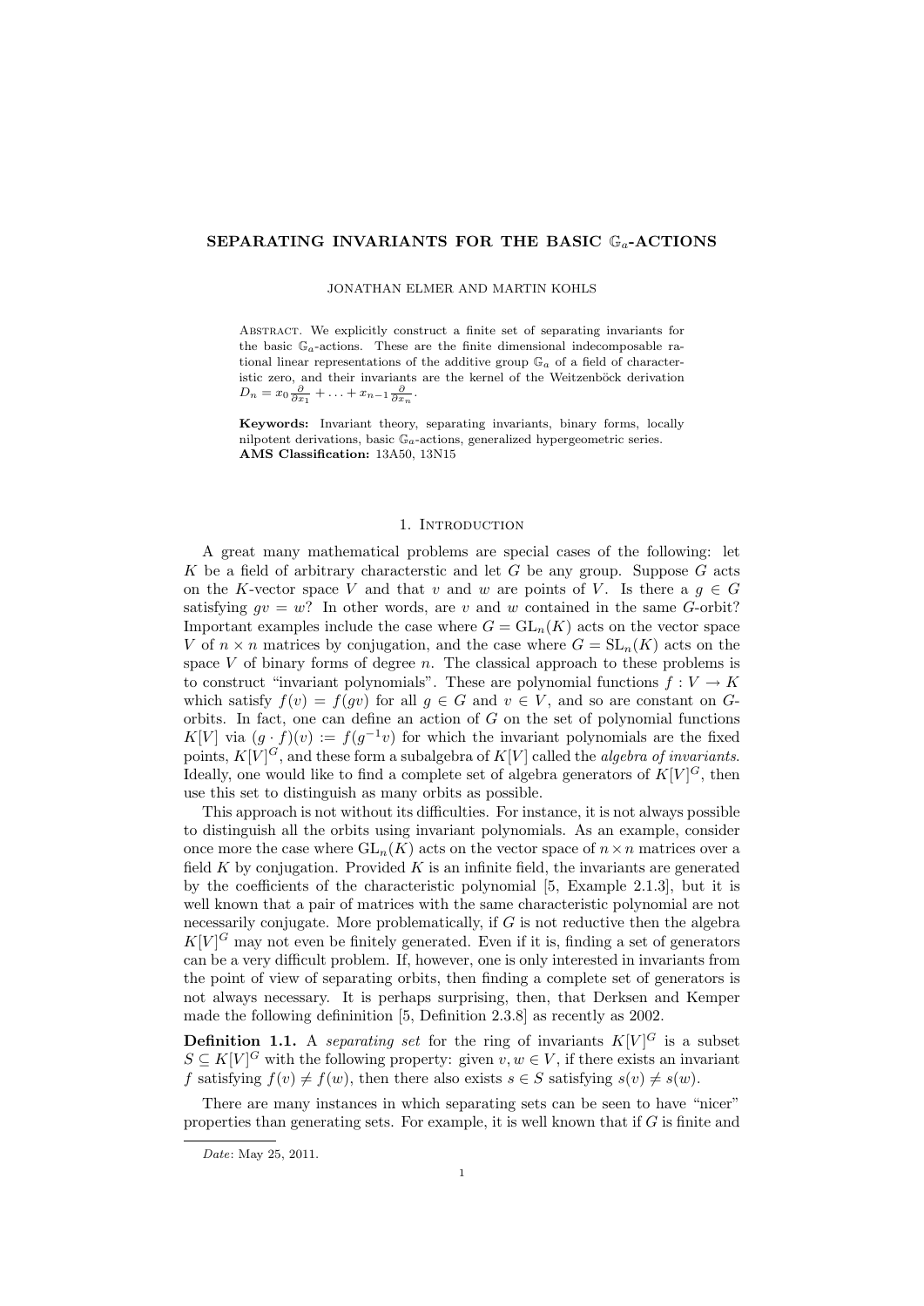# SEPARATING INVARIANTS FOR THE BASIC $\mathbb{G}_a$-ACTIONS

JONATHAN ELMER AND MARTIN KOHLS

ABSTRACT. We explicitly construct a finite set of separating invariants for the basic $\mathbb{G}_a$-actions. These are the finite dimensional indecomposable rational linear representations of the additive group $\mathbb{G}_a$ of a field of characteristic zero, and their invariants are the kernel of the Weitzenböck derivation $D_n = x_0 \frac{\partial}{\partial x_1} + \ldots + x_{n-1} \frac{\partial}{\partial x_n}$.

**Keywords:** Invariant theory, separating invariants, binary forms, locally nilpotent derivations, basic $\mathbb{G}_a$-actions, generalized hypergeometric series.
**AMS Classification:** 13A50, 13N15

## 1. INTRODUCTION

A great many mathematical problems are special cases of the following: let $K$ be a field of arbitrary characterstic and let $G$ be any group. Suppose $G$ acts on the $K$-vector space $V$ and that $v$ and $w$ are points of $V$. Is there a $g \in G$ satisfying $gv = w$? In other words, are $v$ and $w$ contained in the same $G$-orbit? Important examples include the case where $G = \mathrm{GL}_n(K)$ acts on the vector space $V$ of $n \times n$ matrices by conjugation, and the case where $G = \mathrm{SL}_n(K)$ acts on the space $V$ of binary forms of degree $n$. The classical approach to these problems is to construct "invariant polynomials". These are polynomial functions $f : V \to K$ which satisfy $f(v) = f(gv)$ for all $g \in G$ and $v \in V$, and so are constant on $G$-orbits. In fact, one can define an action of $G$ on the set of polynomial functions $K[V]$ via $(g \cdot f)(v) := f(g^{-1}v)$ for which the invariant polynomials are the fixed points, $K[V]^G$, and these form a subalgebra of $K[V]$ called the *algebra of invariants*. Ideally, one would like to find a complete set of algebra generators of $K[V]^G$, then use this set to distinguish as many orbits as possible.

This approach is not without its difficulties. For instance, it is not always possible to distinguish all the orbits using invariant polynomials. As an example, consider once more the case where $\mathrm{GL}_n(K)$ acts on the vector space of $n \times n$ matrices over a field $K$ by conjugation. Provided $K$ is an infinite field, the invariants are generated by the coefficients of the characteristic polynomial [5, Example 2.1.3], but it is well known that a pair of matrices with the same characteristic polynomial are not necessarily conjugate. More problematically, if $G$ is not reductive then the algebra $K[V]^G$ may not even be finitely generated. Even if it is, finding a set of generators can be a very difficult problem. If, however, one is only interested in invariants from the point of view of separating orbits, then finding a complete set of generators is not always necessary. It is perhaps surprising, then, that Derksen and Kemper made the following defininition [5, Definition 2.3.8] as recently as 2002.

**Definition 1.1.** A *separating set* for the ring of invariants $K[V]^G$ is a subset $S \subseteq K[V]^G$ with the following property: given $v, w \in V$, if there exists an invariant $f$ satisfying $f(v) \neq f(w)$, then there also exists $s \in S$ satisfying $s(v) \neq s(w)$.

There are many instances in which separating sets can be seen to have "nicer" properties than generating sets. For example, it is well known that if $G$ is finite and

*Date*: May 25, 2011.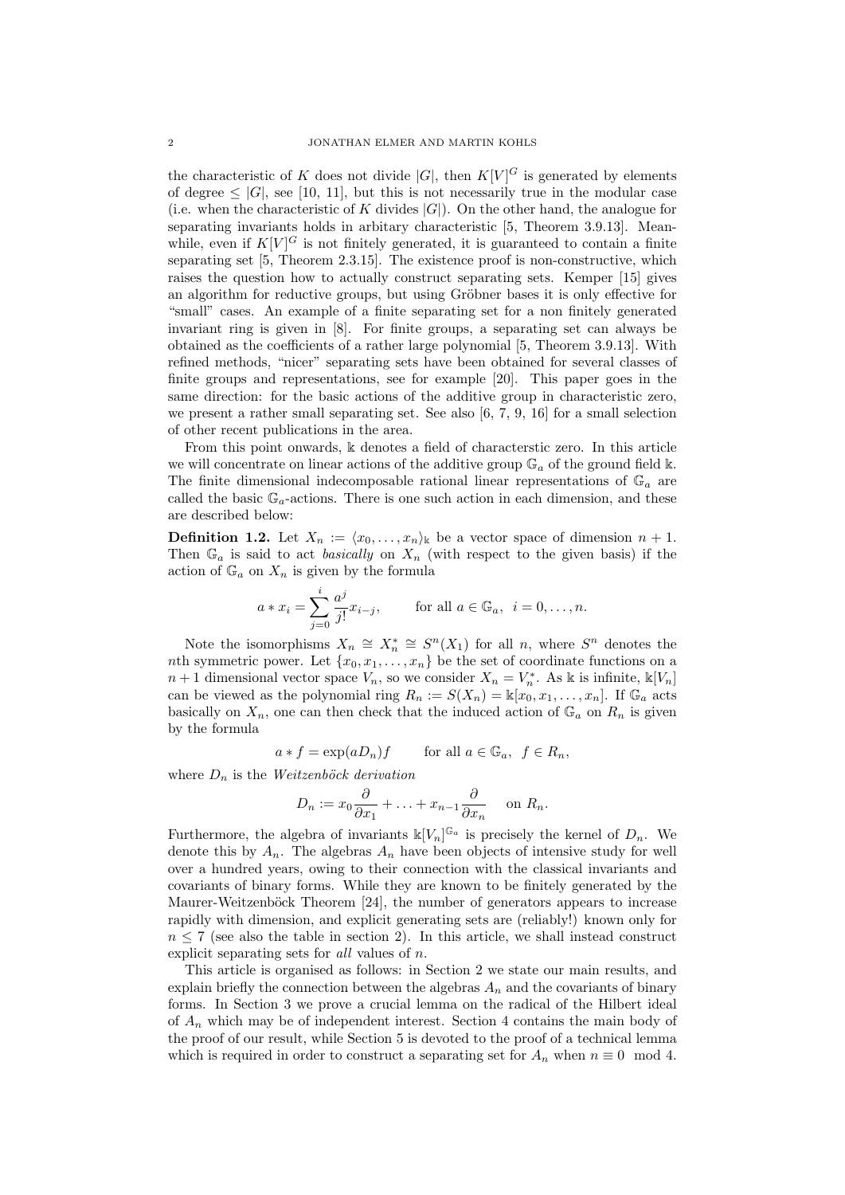the characteristic of $K$ does not divide $|G|$, then $K[V]^G$ is generated by elements of degree $\leq |G|$, see [10, 11], but this is not necessarily true in the modular case (i.e. when the characteristic of $K$ divides $|G|$). On the other hand, the analogue for separating invariants holds in arbitary characteristic [5, Theorem 3.9.13]. Meanwhile, even if $K[V]^G$ is not finitely generated, it is guaranteed to contain a finite separating set [5, Theorem 2.3.15]. The existence proof is non-constructive, which raises the question how to actually construct separating sets. Kemper [15] gives an algorithm for reductive groups, but using Gröbner bases it is only effective for "small" cases. An example of a finite separating set for a non finitely generated invariant ring is given in [8]. For finite groups, a separating set can always be obtained as the coefficients of a rather large polynomial [5, Theorem 3.9.13]. With refined methods, "nicer" separating sets have been obtained for several classes of finite groups and representations, see for example [20]. This paper goes in the same direction: for the basic actions of the additive group in characteristic zero, we present a rather small separating set. See also [6, 7, 9, 16] for a small selection of other recent publications in the area.

From this point onwards, $\mathbb{k}$ denotes a field of characterstic zero. In this article we will concentrate on linear actions of the additive group $\mathbb{G}_a$ of the ground field $\mathbb{k}$. The finite dimensional indecomposable rational linear representations of $\mathbb{G}_a$ are called the basic $\mathbb{G}_a$-actions. There is one such action in each dimension, and these are described below:

**Definition 1.2.** Let $X_n := \langle x_0, \ldots, x_n \rangle_{\mathbb{k}}$ be a vector space of dimension $n+1$. Then $\mathbb{G}_a$ is said to act *basically* on $X_n$ (with respect to the given basis) if the action of $\mathbb{G}_a$ on $X_n$ is given by the formula

$$a * x_i = \sum_{j=0}^{i} \frac{a^j}{j!} x_{i-j}, \qquad \text{for all } a \in \mathbb{G}_a, \ i = 0, \ldots, n.$$

Note the isomorphisms $X_n \cong X_n^* \cong S^n(X_1)$ for all $n$, where $S^n$ denotes the $n$th symmetric power. Let $\{x_0, x_1, \ldots, x_n\}$ be the set of coordinate functions on a $n+1$ dimensional vector space $V_n$, so we consider $X_n = V_n^*$. As $\mathbb{k}$ is infinite, $\mathbb{k}[V_n]$ can be viewed as the polynomial ring $R_n := S(X_n) = \mathbb{k}[x_0, x_1, \ldots, x_n]$. If $\mathbb{G}_a$ acts basically on $X_n$, one can then check that the induced action of $\mathbb{G}_a$ on $R_n$ is given by the formula

$$a * f = \exp(aD_n) f \qquad \text{for all } a \in \mathbb{G}_a, \ f \in R_n,$$

where $D_n$ is the *Weitzenböck derivation*

$$D_n := x_0 \frac{\partial}{\partial x_1} + \ldots + x_{n-1} \frac{\partial}{\partial x_n} \quad \text{ on } R_n.$$

Furthermore, the algebra of invariants $\mathbb{k}[V_n]^{\mathbb{G}_a}$ is precisely the kernel of $D_n$. We denote this by $A_n$. The algebras $A_n$ have been objects of intensive study for well over a hundred years, owing to their connection with the classical invariants and covariants of binary forms. While they are known to be finitely generated by the Maurer-Weitzenböck Theorem [24], the number of generators appears to increase rapidly with dimension, and explicit generating sets are (reliably!) known only for $n \leq 7$ (see also the table in section 2). In this article, we shall instead construct explicit separating sets for *all* values of $n$.

This article is organised as follows: in Section 2 we state our main results, and explain briefly the connection between the algebras $A_n$ and the covariants of binary forms. In Section 3 we prove a crucial lemma on the radical of the Hilbert ideal of $A_n$ which may be of independent interest. Section 4 contains the main body of the proof of our result, while Section 5 is devoted to the proof of a technical lemma which is required in order to construct a separating set for $A_n$ when $n \equiv 0 \mod 4$.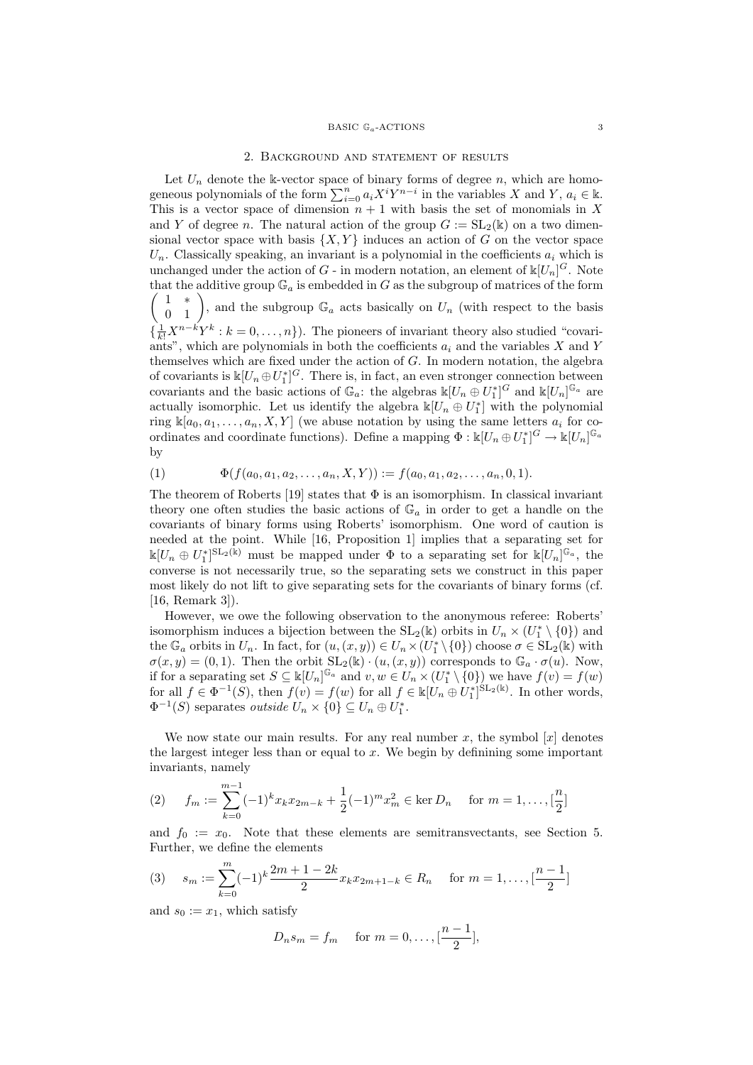## 2. Background and statement of results

Let $U_n$ denote the $\Bbbk$-vector space of binary forms of degree $n$, which are homogeneous polynomials of the form $\sum_{i=0}^n a_i X^i Y^{n-i}$ in the variables $X$ and $Y$, $a_i \in \Bbbk$. This is a vector space of dimension $n+1$ with basis the set of monomials in $X$ and $Y$ of degree $n$. The natural action of the group $G := \mathrm{SL}_2(\Bbbk)$ on a two dimensional vector space with basis $\{X, Y\}$ induces an action of $G$ on the vector space $U_n$. Classically speaking, an invariant is a polynomial in the coefficients $a_i$ which is unchanged under the action of $G$ - in modern notation, an element of $\Bbbk[U_n]^G$. Note that the additive group $\mathbb{G}_a$ is embedded in $G$ as the subgroup of matrices of the form $\begin{pmatrix} 1 & * \\ 0 & 1 \end{pmatrix}$, and the subgroup $\mathbb{G}_a$ acts basically on $U_n$ (with respect to the basis $\{\frac{1}{k!} X^{n-k} Y^k : k = 0, \ldots, n\}$). The pioneers of invariant theory also studied "covariants", which are polynomials in both the coefficients $a_i$ and the variables $X$ and $Y$ themselves which are fixed under the action of $G$. In modern notation, the algebra of covariants is $\Bbbk[U_n \oplus U_1^*]^G$. There is, in fact, an even stronger connection between covariants and the basic actions of $\mathbb{G}_a$: the algebras $\Bbbk[U_n \oplus U_1^*]^G$ and $\Bbbk[U_n]^{\mathbb{G}_a}$ are actually isomorphic. Let us identify the algebra $\Bbbk[U_n \oplus U_1^*]$ with the polynomial ring $\Bbbk[a_0, a_1, \ldots, a_n, X, Y]$ (we abuse notation by using the same letters $a_i$ for coordinates and coordinate functions). Define a mapping $\Phi : \Bbbk[U_n \oplus U_1^*]^G \to \Bbbk[U_n]^{\mathbb{G}_a}$ by

$$\Phi(f(a_0, a_1, a_2, \ldots, a_n, X, Y)) := f(a_0, a_1, a_2, \ldots, a_n, 0, 1). \tag{1}$$

The theorem of Roberts [19] states that $\Phi$ is an isomorphism. In classical invariant theory one often studies the basic actions of $\mathbb{G}_a$ in order to get a handle on the covariants of binary forms using Roberts' isomorphism. One word of caution is needed at the point. While [16, Proposition 1] implies that a separating set for $\Bbbk[U_n \oplus U_1^*]^{\mathrm{SL}_2(\Bbbk)}$ must be mapped under $\Phi$ to a separating set for $\Bbbk[U_n]^{\mathbb{G}_a}$, the converse is not necessarily true, so the separating sets we construct in this paper most likely do not lift to give separating sets for the covariants of binary forms (cf. [16, Remark 3]).

However, we owe the following observation to the anonymous referee: Roberts' isomorphism induces a bijection between the $\mathrm{SL}_2(\Bbbk)$ orbits in $U_n \times (U_1^* \setminus \{0\})$ and the $\mathbb{G}_a$ orbits in $U_n$. In fact, for $(u, (x, y)) \in U_n \times (U_1^* \setminus \{0\})$ choose $\sigma \in \mathrm{SL}_2(\Bbbk)$ with $\sigma(x, y) = (0, 1)$. Then the orbit $\mathrm{SL}_2(\Bbbk) \cdot (u, (x, y))$ corresponds to $\mathbb{G}_a \cdot \sigma(u)$. Now, if for a separating set $S \subseteq \Bbbk[U_n]^{\mathbb{G}_a}$ and $v, w \in U_n \times (U_1^* \setminus \{0\})$ we have $f(v) = f(w)$ for all $f \in \Phi^{-1}(S)$, then $f(v) = f(w)$ for all $f \in \Bbbk[U_n \oplus U_1^*]^{\mathrm{SL}_2(\Bbbk)}$. In other words, $\Phi^{-1}(S)$ separates *outside* $U_n \times \{0\} \subseteq U_n \oplus U_1^*$.

We now state our main results. For any real number $x$, the symbol $[x]$ denotes the largest integer less than or equal to $x$. We begin by defininining some important invariants, namely

$$f_m := \sum_{k=0}^{m-1} (-1)^k x_k x_{2m-k} + \frac{1}{2}(-1)^m x_m^2 \in \ker D_n \quad \text{for } m = 1, \ldots, [\frac{n}{2}] \tag{2}$$

and $f_0 := x_0$. Note that these elements are semitransvectants, see Section 5. Further, we define the elements

$$s_m := \sum_{k=0}^{m} (-1)^k \frac{2m+1-2k}{2} x_k x_{2m+1-k} \in R_n \quad \text{for } m = 1, \ldots, [\frac{n-1}{2}] \tag{3}$$

and $s_0 := x_1$, which satisfy

$$D_n s_m = f_m \quad \text{for } m = 0, \ldots, [\frac{n-1}{2}],$$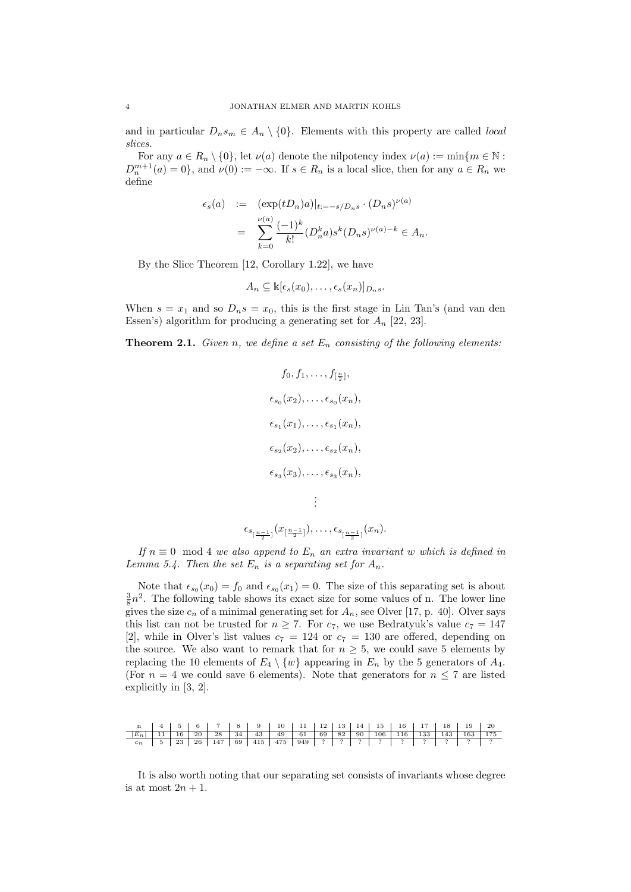and in particular $D_n s_m \in A_n \setminus \{0\}$. Elements with this property are called *local slices*.

For any $a \in R_n \setminus \{0\}$, let $\nu(a)$ denote the nilpotency index $\nu(a) := \min\{m \in \mathbb{N} : D_n^{m+1}(a) = 0\}$, and $\nu(0) := -\infty$. If $s \in R_n$ is a local slice, then for any $a \in R_n$ we define

$$\begin{aligned}
\epsilon_s(a) &:= (\exp(tD_n)a)|_{t:=-s/D_n s} \cdot (D_n s)^{\nu(a)} \\
&= \sum_{k=0}^{\nu(a)} \frac{(-1)^k}{k!}(D_n^k a)s^k (D_n s)^{\nu(a)-k} \in A_n.
\end{aligned}$$

By the Slice Theorem [12, Corollary 1.22], we have

$$A_n \subseteq \Bbbk[\epsilon_s(x_0), \ldots, \epsilon_s(x_n)]_{D_n s}.$$

When $s = x_1$ and so $D_n s = x_0$, this is the first stage in Lin Tan's (and van den Essen's) algorithm for producing a generating set for $A_n$ [22, 23].

**Theorem 2.1.** *Given $n$, we define a set $E_n$ consisting of the following elements:*

$$f_0, f_1, \ldots, f_{[\frac{n}{2}]},$$

$$\epsilon_{s_0}(x_2), \ldots, \epsilon_{s_0}(x_n),$$

$$\epsilon_{s_1}(x_1), \ldots, \epsilon_{s_1}(x_n),$$

$$\epsilon_{s_2}(x_2), \ldots, \epsilon_{s_2}(x_n),$$

$$\epsilon_{s_3}(x_3), \ldots, \epsilon_{s_3}(x_n),$$

$$\vdots$$

$$\epsilon_{s_{[\frac{n-1}{2}]}}(x_{[\frac{n-1}{2}]}), \ldots, \epsilon_{s_{[\frac{n-1}{2}]}}(x_n).$$

*If $n \equiv 0 \mod 4$ we also append to $E_n$ an extra invariant $w$ which is defined in Lemma 5.4. Then the set $E_n$ is a separating set for $A_n$.*

Note that $\epsilon_{s_0}(x_0) = f_0$ and $\epsilon_{s_0}(x_1) = 0$. The size of this separating set is about $\frac{3}{8}n^2$. The following table shows its exact size for some values of n. The lower line gives the size $c_n$ of a minimal generating set for $A_n$, see Olver [17, p. 40]. Olver says this list can not be trusted for $n \geq 7$. For $c_7$, we use Bedratyuk's value $c_7 = 147$ [2], while in Olver's list values $c_7 = 124$ or $c_7 = 130$ are offered, depending on the source. We also want to remark that for $n \geq 5$, we could save 5 elements by replacing the 10 elements of $E_4 \setminus \{w\}$ appearing in $E_n$ by the 5 generators of $A_4$. (For $n = 4$ we could save 6 elements). Note that generators for $n \leq 7$ are listed explicitly in [3, 2].

| n | 4 | 5 | 6 | 7 | 8 | 9 | 10 | 11 | 12 | 13 | 14 | 15 | 16 | 17 | 18 | 19 | 20 |
|---|---|---|---|---|---|---|---|---|---|---|---|---|---|---|---|---|---|
| $\lvert E_n \rvert$ | 11 | 16 | 20 | 28 | 34 | 43 | 49 | 61 | 69 | 82 | 90 | 106 | 116 | 133 | 143 | 163 | 175 |
| $c_n$ | 5 | 23 | 26 | 147 | 69 | 415 | 475 | 949 | ? | ? | ? | ? | ? | ? | ? | ? | ? |

It is also worth noting that our separating set consists of invariants whose degree is at most $2n + 1$.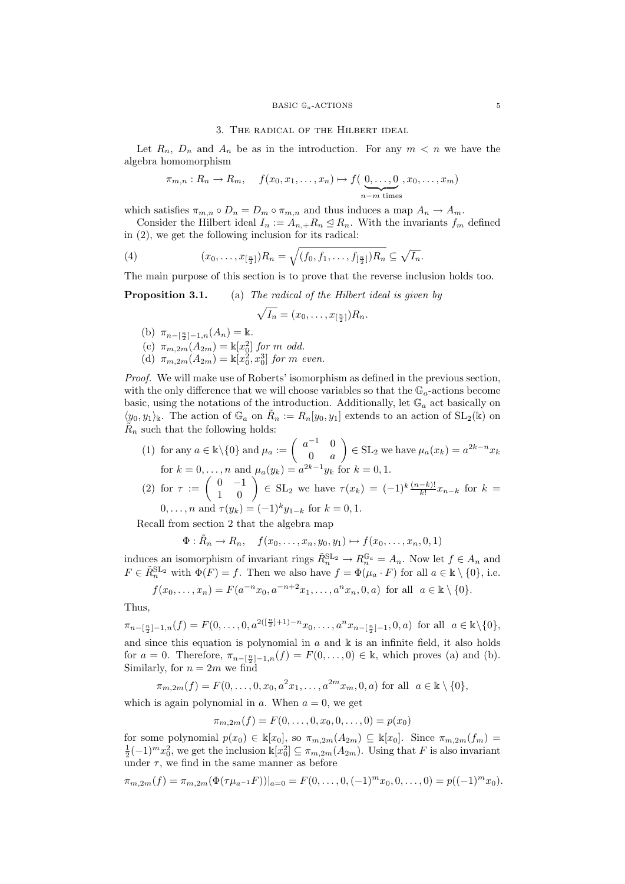## 3. The radical of the Hilbert ideal

Let $R_n$, $D_n$ and $A_n$ be as in the introduction. For any $m < n$ we have the algebra homomorphism

$$\pi_{m,n} : R_n \to R_m, \quad f(x_0, x_1, \dots, x_n) \mapsto f(\underbrace{0, \dots, 0}_{n-m \text{ times}}, x_0, \dots, x_m)$$

which satisfies $\pi_{m,n} \circ D_n = D_m \circ \pi_{m,n}$ and thus induces a map $A_n \to A_m$.

Consider the Hilbert ideal $I_n := A_{n,+}R_n \trianglelefteq R_n$. With the invariants $f_m$ defined in (2), we get the following inclusion for its radical:

$$(x_0, \dots, x_{[\frac{n}{2}]})R_n = \sqrt{(f_0, f_1, \dots, f_{[\frac{n}{2}]})R_n} \subseteq \sqrt{I_n}. \tag{4}$$

The main purpose of this section is to prove that the reverse inclusion holds too.

**Proposition 3.1.** (a) *The radical of the Hilbert ideal is given by*

$$\sqrt{I_n} = (x_0, \dots, x_{[\frac{n}{2}]})R_n.$$

(b) $\pi_{n-[\frac{n}{2}]-1,n}(A_n) = \Bbbk$.

(c) $\pi_{m,2m}(A_{2m}) = \Bbbk[x_0^2]$ *for $m$ odd.*

(d) $\pi_{m,2m}(A_{2m}) = \Bbbk[x_0^2, x_0^3]$ *for $m$ even.*

*Proof.* We will make use of Roberts' isomorphism as defined in the previous section, with the only difference that we will choose variables so that the $\mathbb{G}_a$-actions become basic, using the notations of the introduction. Additionally, let $\mathbb{G}_a$ act basically on $\langle y_0, y_1 \rangle_\Bbbk$. The action of $\mathbb{G}_a$ on $\tilde{R}_n := R_n[y_0, y_1]$ extends to an action of $\mathrm{SL}_2(\Bbbk)$ on $\tilde{R}_n$ such that the following holds:

(1) for any $a \in \Bbbk \backslash \{0\}$ and $\mu_a := \begin{pmatrix} a^{-1} & 0 \\ 0 & a \end{pmatrix} \in \mathrm{SL}_2$ we have $\mu_a(x_k) = a^{2k-n}x_k$ for $k = 0, \dots, n$ and $\mu_a(y_k) = a^{2k-1}y_k$ for $k = 0, 1$.

(2) for $\tau := \begin{pmatrix} 0 & -1 \\ 1 & 0 \end{pmatrix} \in \mathrm{SL}_2$ we have $\tau(x_k) = (-1)^k \frac{(n-k)!}{k!} x_{n-k}$ for $k = 0, \dots, n$ and $\tau(y_k) = (-1)^k y_{1-k}$ for $k = 0, 1$.

Recall from section 2 that the algebra map

$$\Phi : \tilde{R}_n \to R_n, \quad f(x_0, \dots, x_n, y_0, y_1) \mapsto f(x_0, \dots, x_n, 0, 1)$$

induces an isomorphism of invariant rings $\tilde{R}_n^{\mathrm{SL}_2} \to R_n^{\mathbb{G}_a} = A_n$. Now let $f \in A_n$ and $F \in \tilde{R}_n^{\mathrm{SL}_2}$ with $\Phi(F) = f$. Then we also have $f = \Phi(\mu_a \cdot F)$ for all $a \in \Bbbk \setminus \{0\}$, i.e.

$$f(x_0, \dots, x_n) = F(a^{-n}x_0, a^{-n+2}x_1, \dots, a^n x_n, 0, a) \text{ for all } a \in \Bbbk \setminus \{0\}.$$

Thus,

$$\pi_{n-[\frac{n}{2}]-1,n}(f) = F(0, \dots, 0, a^{2([\frac{n}{2}]+1)-n}x_0, \dots, a^n x_{n-[\frac{n}{2}]-1}, 0, a) \text{ for all } a \in \Bbbk \backslash \{0\},$$

and since this equation is polynomial in $a$ and $\Bbbk$ is an infinite field, it also holds for $a = 0$. Therefore, $\pi_{n-[\frac{n}{2}]-1,n}(f) = F(0, \dots, 0) \in \Bbbk$, which proves (a) and (b). Similarly, for $n = 2m$ we find

$$\pi_{m,2m}(f) = F(0, \dots, 0, x_0, a^2 x_1, \dots, a^{2m} x_m, 0, a) \text{ for all } a \in \Bbbk \setminus \{0\},$$

which is again polynomial in $a$. When $a = 0$, we get

$$\pi_{m,2m}(f) = F(0, \dots, 0, x_0, 0, \dots, 0) = p(x_0)$$

for some polynomial $p(x_0) \in \Bbbk[x_0]$, so $\pi_{m,2m}(A_{2m}) \subseteq \Bbbk[x_0]$. Since $\pi_{m,2m}(f_m) = \frac{1}{2}(-1)^m x_0^2$, we get the inclusion $\Bbbk[x_0^2] \subseteq \pi_{m,2m}(A_{2m})$. Using that $F$ is also invariant under $\tau$, we find in the same manner as before

$$\pi_{m,2m}(f) = \pi_{m,2m}(\Phi(\tau \mu_{a^{-1}} F))|_{a=0} = F(0, \dots, 0, (-1)^m x_0, 0, \dots, 0) = p((-1)^m x_0).$$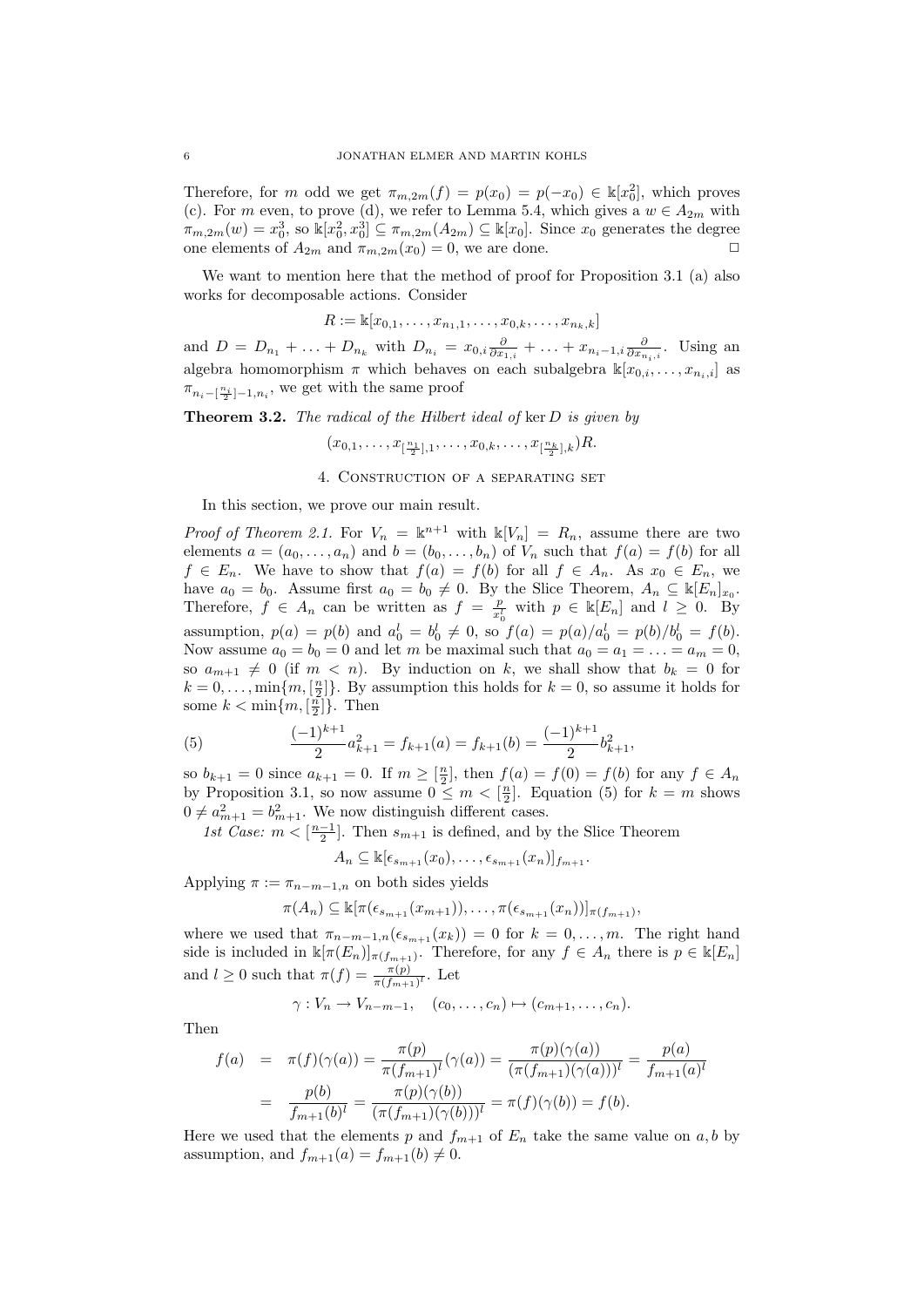Therefore, for $m$ odd we get $\pi_{m,2m}(f) = p(x_0) = p(-x_0) \in \Bbbk[x_0^2]$, which proves (c). For $m$ even, to prove (d), we refer to Lemma 5.4, which gives a $w \in A_{2m}$ with $\pi_{m,2m}(w) = x_0^3$, so $\Bbbk[x_0^2, x_0^3] \subseteq \pi_{m,2m}(A_{2m}) \subseteq \Bbbk[x_0]$. Since $x_0$ generates the degree one elements of $A_{2m}$ and $\pi_{m,2m}(x_0) = 0$, we are done. □

We want to mention here that the method of proof for Proposition 3.1 (a) also works for decomposable actions. Consider

$$R := \Bbbk[x_{0,1}, \ldots, x_{n_1,1}, \ldots, x_{0,k}, \ldots, x_{n_k,k}]$$

and $D = D_{n_1} + \ldots + D_{n_k}$ with $D_{n_i} = x_{0,i}\frac{\partial}{\partial x_{1,i}} + \ldots + x_{n_i-1,i}\frac{\partial}{\partial x_{n_i,i}}$. Using an algebra homomorphism $\pi$ which behaves on each subalgebra $\Bbbk[x_{0,i}, \ldots, x_{n_i,i}]$ as $\pi_{n_i - [\frac{n_i}{2}]-1, n_i}$, we get with the same proof

**Theorem 3.2.** *The radical of the Hilbert ideal of* $\ker D$ *is given by*

$$(x_{0,1}, \ldots, x_{[\frac{n_1}{2}],1}, \ldots, x_{0,k}, \ldots, x_{[\frac{n_k}{2}],k})R.$$

## 4. Construction of a separating set

In this section, we prove our main result.

*Proof of Theorem 2.1.* For $V_n = \Bbbk^{n+1}$ with $\Bbbk[V_n] = R_n$, assume there are two elements $a = (a_0, \ldots, a_n)$ and $b = (b_0, \ldots, b_n)$ of $V_n$ such that $f(a) = f(b)$ for all $f \in E_n$. We have to show that $f(a) = f(b)$ for all $f \in A_n$. As $x_0 \in E_n$, we have $a_0 = b_0$. Assume first $a_0 = b_0 \neq 0$. By the Slice Theorem, $A_n \subseteq \Bbbk[E_n]_{x_0}$. Therefore, $f \in A_n$ can be written as $f = \frac{p}{x_0^l}$ with $p \in \Bbbk[E_n]$ and $l \geq 0$. By assumption, $p(a) = p(b)$ and $a_0^l = b_0^l \neq 0$, so $f(a) = p(a)/a_0^l = p(b)/b_0^l = f(b)$. Now assume $a_0 = b_0 = 0$ and let $m$ be maximal such that $a_0 = a_1 = \ldots = a_m = 0$, so $a_{m+1} \neq 0$ (if $m < n$). By induction on $k$, we shall show that $b_k = 0$ for $k = 0, \ldots, \min\{m, [\frac{n}{2}]\}$. By assumption this holds for $k = 0$, so assume it holds for some $k < \min\{m, [\frac{n}{2}]\}$. Then

$$\frac{(-1)^{k+1}}{2}a_{k+1}^2 = f_{k+1}(a) = f_{k+1}(b) = \frac{(-1)^{k+1}}{2}b_{k+1}^2, \tag{5}$$

so $b_{k+1} = 0$ since $a_{k+1} = 0$. If $m \geq [\frac{n}{2}]$, then $f(a) = f(0) = f(b)$ for any $f \in A_n$ by Proposition 3.1, so now assume $0 \leq m < [\frac{n}{2}]$. Equation (5) for $k = m$ shows $0 \neq a_{m+1}^2 = b_{m+1}^2$. We now distinguish different cases.

*1st Case:* $m < [\frac{n-1}{2}]$. Then $s_{m+1}$ is defined, and by the Slice Theorem

$$A_n \subseteq \Bbbk[\epsilon_{s_{m+1}}(x_0), \ldots, \epsilon_{s_{m+1}}(x_n)]_{f_{m+1}}.$$

Applying $\pi := \pi_{n-m-1,n}$ on both sides yields

$$\pi(A_n) \subseteq \Bbbk[\pi(\epsilon_{s_{m+1}}(x_{m+1})), \ldots, \pi(\epsilon_{s_{m+1}}(x_n))]_{\pi(f_{m+1})},$$

where we used that $\pi_{n-m-1,n}(\epsilon_{s_{m+1}}(x_k)) = 0$ for $k = 0, \ldots, m$. The right hand side is included in $\Bbbk[\pi(E_n)]_{\pi(f_{m+1})}$. Therefore, for any $f \in A_n$ there is $p \in \Bbbk[E_n]$ and $l \geq 0$ such that $\pi(f) = \frac{\pi(p)}{\pi(f_{m+1})^l}$. Let

$$\gamma : V_n \to V_{n-m-1}, \quad (c_0, \ldots, c_n) \mapsto (c_{m+1}, \ldots, c_n).$$

Then

$$\begin{aligned} f(a) &= \pi(f)(\gamma(a)) = \frac{\pi(p)}{\pi(f_{m+1})^l}(\gamma(a)) = \frac{\pi(p)(\gamma(a))}{(\pi(f_{m+1})(\gamma(a)))^l} = \frac{p(a)}{f_{m+1}(a)^l} \\ &= \frac{p(b)}{f_{m+1}(b)^l} = \frac{\pi(p)(\gamma(b))}{(\pi(f_{m+1})(\gamma(b)))^l} = \pi(f)(\gamma(b)) = f(b). \end{aligned}$$

Here we used that the elements $p$ and $f_{m+1}$ of $E_n$ take the same value on $a, b$ by assumption, and $f_{m+1}(a) = f_{m+1}(b) \neq 0$.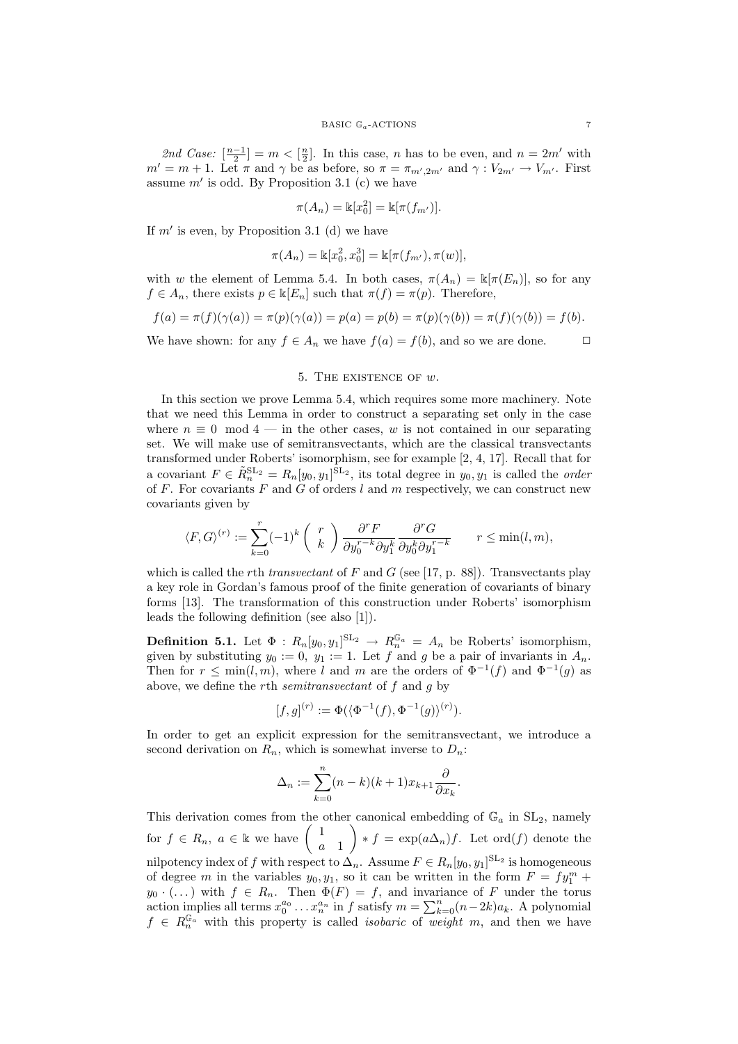*2nd Case:* $[\frac{n-1}{2}] = m < [\frac{n}{2}]$. In this case, $n$ has to be even, and $n = 2m'$ with $m' = m + 1$. Let $\pi$ and $\gamma$ be as before, so $\pi = \pi_{m',2m'}$ and $\gamma : V_{2m'} \to V_{m'}$. First assume $m'$ is odd. By Proposition 3.1 (c) we have

$$\pi(A_n) = \Bbbk[x_0^2] = \Bbbk[\pi(f_{m'})].$$

If $m'$ is even, by Proposition 3.1 (d) we have

$$\pi(A_n) = \Bbbk[x_0^2, x_0^3] = \Bbbk[\pi(f_{m'}), \pi(w)],$$

with $w$ the element of Lemma 5.4. In both cases, $\pi(A_n) = \Bbbk[\pi(E_n)]$, so for any $f \in A_n$, there exists $p \in \Bbbk[E_n]$ such that $\pi(f) = \pi(p)$. Therefore,

$$f(a) = \pi(f)(\gamma(a)) = \pi(p)(\gamma(a)) = p(a) = p(b) = \pi(p)(\gamma(b)) = \pi(f)(\gamma(b)) = f(b).$$

We have shown: for any $f \in A_n$ we have $f(a) = f(b)$, and so we are done. $\square$

## 5. The existence of $w$.

In this section we prove Lemma 5.4, which requires some more machinery. Note that we need this Lemma in order to construct a separating set only in the case where $n \equiv 0 \mod 4$ — in the other cases, $w$ is not contained in our separating set. We will make use of semitransvectants, which are the classical transvectants transformed under Roberts' isomorphism, see for example [2, 4, 17]. Recall that for a covariant $F \in \tilde{R}_n^{\mathrm{SL}_2} = R_n[y_0, y_1]^{\mathrm{SL}_2}$, its total degree in $y_0, y_1$ is called the *order* of $F$. For covariants $F$ and $G$ of orders $l$ and $m$ respectively, we can construct new covariants given by

$$\langle F, G\rangle^{(r)} := \sum_{k=0}^{r} (-1)^k \begin{pmatrix} r \\ k \end{pmatrix} \frac{\partial^r F}{\partial y_0^{r-k} \partial y_1^k} \frac{\partial^r G}{\partial y_0^k \partial y_1^{r-k}} \qquad r \leq \min(l, m),$$

which is called the $r$th *transvectant* of $F$ and $G$ (see [17, p. 88]). Transvectants play a key role in Gordan's famous proof of the finite generation of covariants of binary forms [13]. The transformation of this construction under Roberts' isomorphism leads the following definition (see also [1]).

**Definition 5.1.** Let $\Phi : R_n[y_0, y_1]^{\mathrm{SL}_2} \to R_n^{\mathbb{G}_a} = A_n$ be Roberts' isomorphism, given by substituting $y_0 := 0,\ y_1 := 1$. Let $f$ and $g$ be a pair of invariants in $A_n$. Then for $r \leq \min(l, m)$, where $l$ and $m$ are the orders of $\Phi^{-1}(f)$ and $\Phi^{-1}(g)$ as above, we define the $r$th *semitransvectant* of $f$ and $g$ by

$$[f, g]^{(r)} := \Phi(\langle \Phi^{-1}(f), \Phi^{-1}(g)\rangle^{(r)}).$$

In order to get an explicit expression for the semitransvectant, we introduce a second derivation on $R_n$, which is somewhat inverse to $D_n$:

$$\Delta_n := \sum_{k=0}^{n} (n-k)(k+1) x_{k+1} \frac{\partial}{\partial x_k}.$$

This derivation comes from the other canonical embedding of $\mathbb{G}_a$ in $\mathrm{SL}_2$, namely for $f \in R_n,\ a \in \Bbbk$ we have $\begin{pmatrix} 1 & \\ a & 1 \end{pmatrix} * f = \exp(a\Delta_n) f$. Let $\mathrm{ord}(f)$ denote the nilpotency index of $f$ with respect to $\Delta_n$. Assume $F \in R_n[y_0, y_1]^{\mathrm{SL}_2}$ is homogeneous of degree $m$ in the variables $y_0, y_1$, so it can be written in the form $F = f y_1^m + y_0 \cdot (\dots)$ with $f \in R_n$. Then $\Phi(F) = f$, and invariance of $F$ under the torus action implies all terms $x_0^{a_0} \dots x_n^{a_n}$ in $f$ satisfy $m = \sum_{k=0}^{n} (n-2k) a_k$. A polynomial $f \in R_n^{\mathbb{G}_a}$ with this property is called *isobaric* of *weight* $m$, and then we have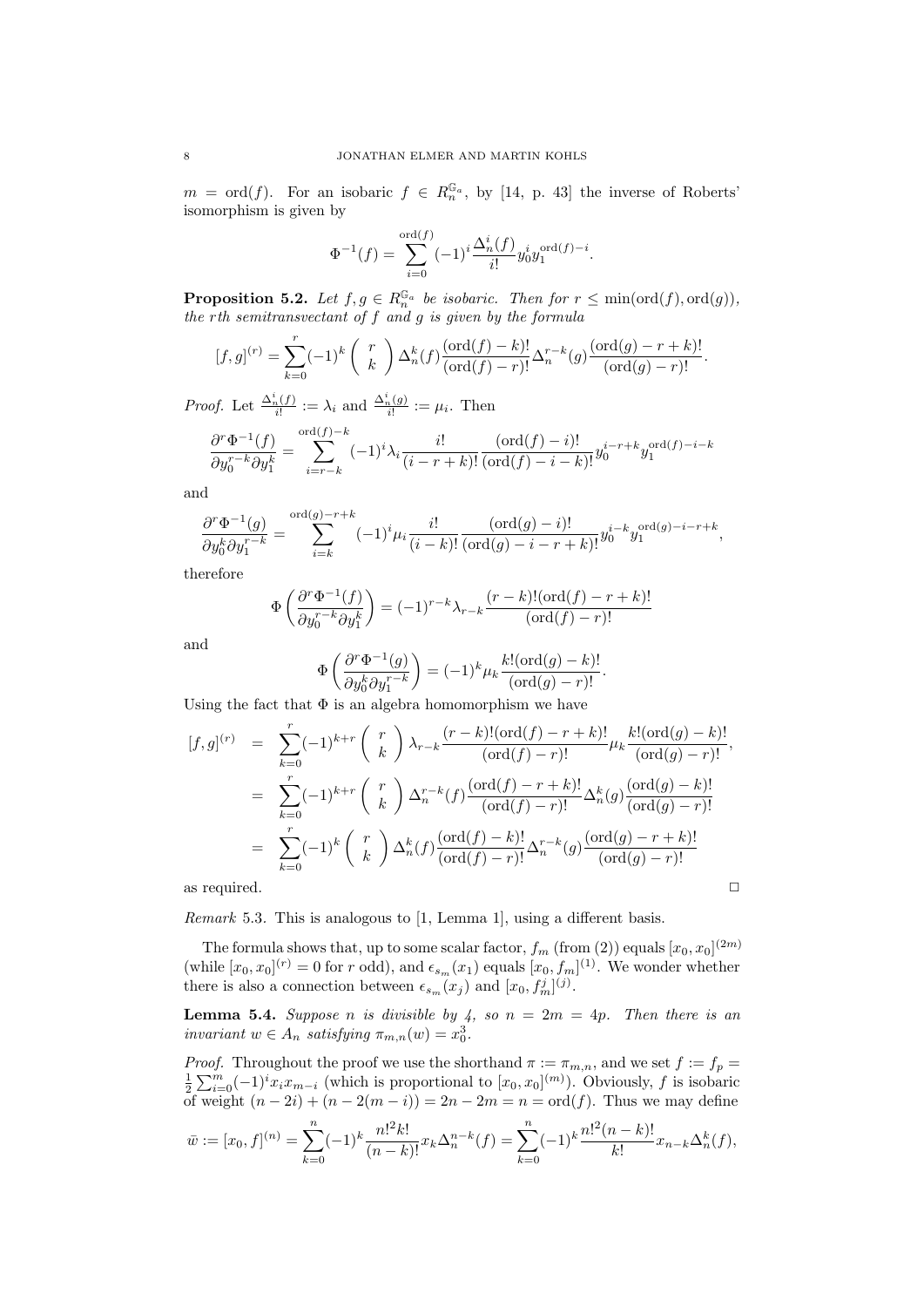$m = \text{ord}(f)$. For an isobaric $f \in R_n^{\mathbb{G}_a}$, by [14, p. 43] the inverse of Roberts' isomorphism is given by

$$\Phi^{-1}(f) = \sum_{i=0}^{\text{ord}(f)} (-1)^i \frac{\Delta_n^i(f)}{i!} y_0^i y_1^{\text{ord}(f)-i}.$$

**Proposition 5.2.** *Let $f, g \in R_n^{\mathbb{G}_a}$ be isobaric. Then for $r \leq \min(\text{ord}(f), \text{ord}(g))$, the $r$th semitransvectant of $f$ and $g$ is given by the formula*

$$[f,g]^{(r)} = \sum_{k=0}^{r} (-1)^k \binom{r}{k} \Delta_n^k(f) \frac{(\text{ord}(f)-k)!}{(\text{ord}(f)-r)!} \Delta_n^{r-k}(g) \frac{(\text{ord}(g)-r+k)!}{(\text{ord}(g)-r)!}.$$

*Proof.* Let $\frac{\Delta_n^i(f)}{i!} := \lambda_i$ and $\frac{\Delta_n^i(g)}{i!} := \mu_i$. Then

$$\frac{\partial^r \Phi^{-1}(f)}{\partial y_0^{r-k} \partial y_1^k} = \sum_{i=r-k}^{\text{ord}(f)-k} (-1)^i \lambda_i \frac{i!}{(i-r+k)!} \frac{(\text{ord}(f)-i)!}{(\text{ord}(f)-i-k)!} y_0^{i-r+k} y_1^{\text{ord}(f)-i-k}$$

and

$$\frac{\partial^r \Phi^{-1}(g)}{\partial y_0^k \partial y_1^{r-k}} = \sum_{i=k}^{\text{ord}(g)-r+k} (-1)^i \mu_i \frac{i!}{(i-k)!} \frac{(\text{ord}(g)-i)!}{(\text{ord}(g)-i-r+k)!} y_0^{i-k} y_1^{\text{ord}(g)-i-r+k},$$

therefore

$$\Phi\left(\frac{\partial^r \Phi^{-1}(f)}{\partial y_0^{r-k} \partial y_1^k}\right) = (-1)^{r-k} \lambda_{r-k} \frac{(r-k)!(\text{ord}(f)-r+k)!}{(\text{ord}(f)-r)!}$$

and

$$\Phi\left(\frac{\partial^r \Phi^{-1}(g)}{\partial y_0^k \partial y_1^{r-k}}\right) = (-1)^k \mu_k \frac{k!(\text{ord}(g)-k)!}{(\text{ord}(g)-r)!}.$$

Using the fact that $\Phi$ is an algebra homomorphism we have

$$\begin{aligned}
[f,g]^{(r)} &= \sum_{k=0}^{r} (-1)^{k+r} \binom{r}{k} \lambda_{r-k} \frac{(r-k)!(\text{ord}(f)-r+k)!}{(\text{ord}(f)-r)!} \mu_k \frac{k!(\text{ord}(g)-k)!}{(\text{ord}(g)-r)!}, \\
&= \sum_{k=0}^{r} (-1)^{k+r} \binom{r}{k} \Delta_n^{r-k}(f) \frac{(\text{ord}(f)-r+k)!}{(\text{ord}(f)-r)!} \Delta_n^k(g) \frac{(\text{ord}(g)-k)!}{(\text{ord}(g)-r)!} \\
&= \sum_{k=0}^{r} (-1)^k \binom{r}{k} \Delta_n^k(f) \frac{(\text{ord}(f)-k)!}{(\text{ord}(f)-r)!} \Delta_n^{r-k}(g) \frac{(\text{ord}(g)-r+k)!}{(\text{ord}(g)-r)!}
\end{aligned}$$

as required. $\square$

*Remark* 5.3. This is analogous to [1, Lemma 1], using a different basis.

The formula shows that, up to some scalar factor, $f_m$ (from (2)) equals $[x_0, x_0]^{(2m)}$ (while $[x_0, x_0]^{(r)} = 0$ for $r$ odd), and $\epsilon_{s_m}(x_1)$ equals $[x_0, f_m]^{(1)}$. We wonder whether there is also a connection between $\epsilon_{s_m}(x_j)$ and $[x_0, f_m^j]^{(j)}$.

**Lemma 5.4.** *Suppose $n$ is divisible by 4, so $n = 2m = 4p$. Then there is an invariant $w \in A_n$ satisfying $\pi_{m,n}(w) = x_0^3$.*

*Proof.* Throughout the proof we use the shorthand $\pi := \pi_{m,n}$, and we set $f := f_p = \frac{1}{2}\sum_{i=0}^{m}(-1)^i x_i x_{m-i}$ (which is proportional to $[x_0, x_0]^{(m)}$). Obviously, $f$ is isobaric of weight $(n-2i)+(n-2(m-i)) = 2n-2m = n = \text{ord}(f)$. Thus we may define

$$\bar{w} := [x_0, f]^{(n)} = \sum_{k=0}^{n} (-1)^k \frac{n!^2 k!}{(n-k)!} x_k \Delta_n^{n-k}(f) = \sum_{k=0}^{n} (-1)^k \frac{n!^2 (n-k)!}{k!} x_{n-k} \Delta_n^k(f),$$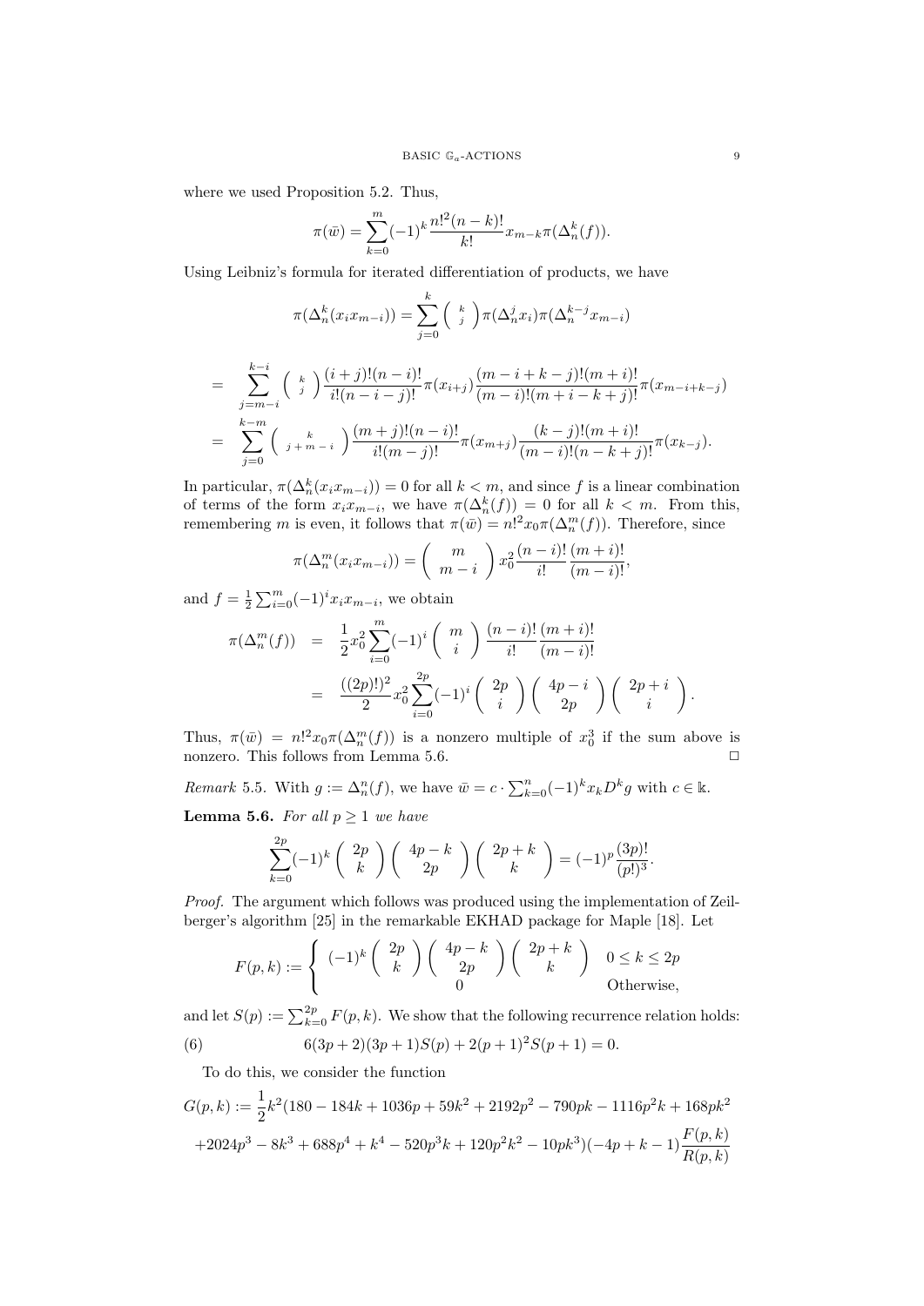where we used Proposition 5.2. Thus,

$$\pi(\bar{w}) = \sum_{k=0}^{m} (-1)^k \frac{n!^2 (n-k)!}{k!} x_{m-k} \pi(\Delta_n^k(f)).$$

Using Leibniz's formula for iterated differentiation of products, we have

$$\pi(\Delta_n^k(x_i x_{m-i})) = \sum_{j=0}^{k} \binom{k}{j} \pi(\Delta_n^j x_i) \pi(\Delta_n^{k-j} x_{m-i})$$

$$\begin{aligned}
&= \sum_{j=m-i}^{k-i} \binom{k}{j} \frac{(i+j)!(n-i)!}{i!(n-i-j)!} \pi(x_{i+j}) \frac{(m-i+k-j)!(m+i)!}{(m-i)!(m+i-k+j)!} \pi(x_{m-i+k-j}) \\
&= \sum_{j=0}^{k-m} \binom{k}{j+m-i} \frac{(m+j)!(n-i)!}{i!(m-j)!} \pi(x_{m+j}) \frac{(k-j)!(m+i)!}{(m-i)!(n-k+j)!} \pi(x_{k-j}).
\end{aligned}$$

In particular, $\pi(\Delta_n^k(x_i x_{m-i})) = 0$ for all $k < m$, and since $f$ is a linear combination of terms of the form $x_i x_{m-i}$, we have $\pi(\Delta_n^k(f)) = 0$ for all $k < m$. From this, remembering $m$ is even, it follows that $\pi(\bar{w}) = n!^2 x_0 \pi(\Delta_n^m(f))$. Therefore, since

$$\pi(\Delta_n^m(x_i x_{m-i})) = \binom{m}{m-i} x_0^2 \frac{(n-i)!}{i!} \frac{(m+i)!}{(m-i)!},$$

and $f = \frac{1}{2} \sum_{i=0}^{m} (-1)^i x_i x_{m-i}$, we obtain

$$\begin{aligned}
\pi(\Delta_n^m(f)) &= \frac{1}{2} x_0^2 \sum_{i=0}^{m} (-1)^i \binom{m}{i} \frac{(n-i)!}{i!} \frac{(m+i)!}{(m-i)!} \\
&= \frac{((2p)!)^2}{2} x_0^2 \sum_{i=0}^{2p} (-1)^i \binom{2p}{i} \binom{4p-i}{2p} \binom{2p+i}{i}.
\end{aligned}$$

Thus, $\pi(\bar{w}) = n!^2 x_0 \pi(\Delta_n^m(f))$ is a nonzero multiple of $x_0^3$ if the sum above is nonzero. This follows from Lemma 5.6. ◻

*Remark* 5.5. With $g := \Delta_n^n(f)$, we have $\bar{w} = c \cdot \sum_{k=0}^{n} (-1)^k x_k D^k g$ with $c \in \mathbb{k}$.

**Lemma 5.6.** *For all $p \geq 1$ we have*

$$\sum_{k=0}^{2p} (-1)^k \binom{2p}{k} \binom{4p-k}{2p} \binom{2p+k}{k} = (-1)^p \frac{(3p)!}{(p!)^3}.$$

*Proof.* The argument which follows was produced using the implementation of Zeilberger's algorithm [25] in the remarkable EKHAD package for Maple [18]. Let

$$F(p,k) := \begin{cases} (-1)^k \binom{2p}{k} \binom{4p-k}{2p} \binom{2p+k}{k} & 0 \leq k \leq 2p \\ 0 & \text{Otherwise,} \end{cases}$$

and let $S(p) := \sum_{k=0}^{2p} F(p,k)$. We show that the following recurrence relation holds:

$$6(3p+2)(3p+1)S(p) + 2(p+1)^2 S(p+1) = 0. \tag{6}$$

To do this, we consider the function

$$\begin{aligned}
G(p,k) := &\frac{1}{2} k^2 (180 - 184k + 1036p + 59k^2 + 2192p^2 - 790pk - 1116p^2k + 168pk^2 \\
&+ 2024p^3 - 8k^3 + 688p^4 + k^4 - 520p^3k + 120p^2k^2 - 10pk^3)(-4p + k - 1) \frac{F(p,k)}{R(p,k)}
\end{aligned}$$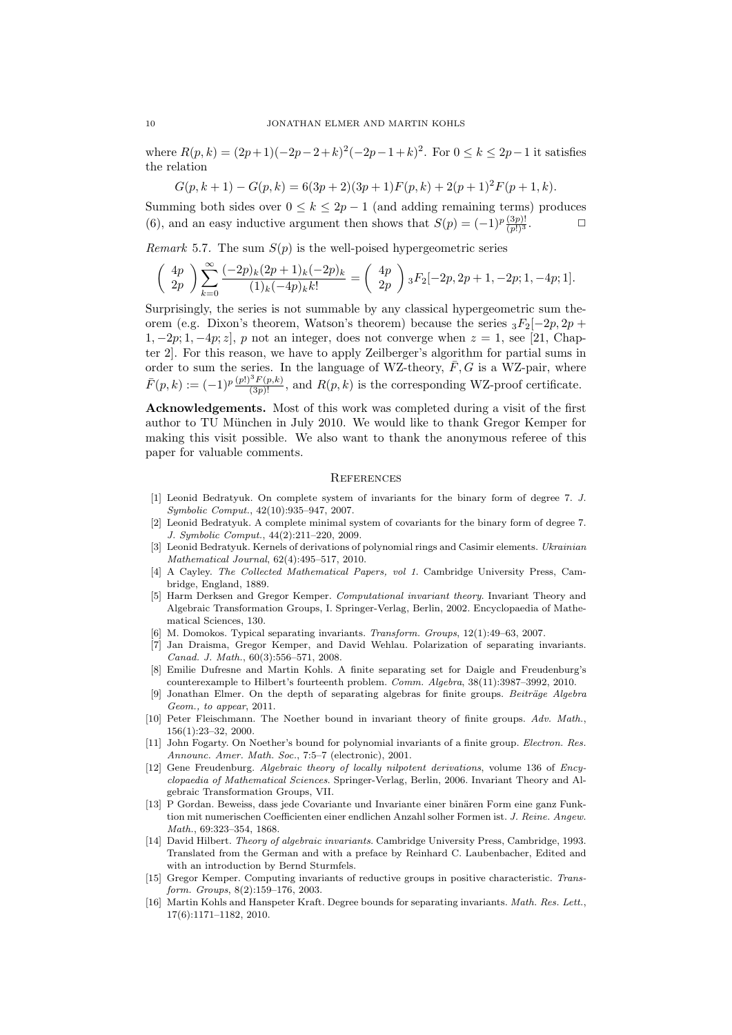where $R(p,k) = (2p+1)(-2p-2+k)^2(-2p-1+k)^2$. For $0 \leq k \leq 2p-1$ it satisfies the relation

$$G(p,k+1) - G(p,k) = 6(3p+2)(3p+1)F(p,k) + 2(p+1)^2 F(p+1,k).$$

Summing both sides over $0 \leq k \leq 2p-1$ (and adding remaining terms) produces (6), and an easy inductive argument then shows that $S(p) = (-1)^p \frac{(3p)!}{(p!)^3}$. □

*Remark* 5.7. The sum $S(p)$ is the well-poised hypergeometric series

$$\binom{4p}{2p} \sum_{k=0}^{\infty} \frac{(-2p)_k (2p+1)_k (-2p)_k}{(1)_k (-4p)_k k!} = \binom{4p}{2p} {}_3F_2[-2p, 2p+1, -2p; 1, -4p; 1].$$

Surprisingly, the series is not summable by any classical hypergeometric sum theorem (e.g. Dixon's theorem, Watson's theorem) because the series ${}_3F_2[-2p, 2p+1, -2p; 1, -4p; z]$, $p$ not an integer, does not converge when $z = 1$, see [21, Chapter 2]. For this reason, we have to apply Zeilberger's algorithm for partial sums in order to sum the series. In the language of WZ-theory, $\bar{F}, G$ is a WZ-pair, where $\bar{F}(p,k) := (-1)^p \frac{(p!)^3 F(p,k)}{(3p)!}$, and $R(p,k)$ is the corresponding WZ-proof certificate.

**Acknowledgements.** Most of this work was completed during a visit of the first author to TU München in July 2010. We would like to thank Gregor Kemper for making this visit possible. We also want to thank the anonymous referee of this paper for valuable comments.

## References

[1] Leonid Bedratyuk. On complete system of invariants for the binary form of degree 7. *J. Symbolic Comput.*, 42(10):935–947, 2007.

[2] Leonid Bedratyuk. A complete minimal system of covariants for the binary form of degree 7. *J. Symbolic Comput.*, 44(2):211–220, 2009.

[3] Leonid Bedratyuk. Kernels of derivations of polynomial rings and Casimir elements. *Ukrainian Mathematical Journal*, 62(4):495–517, 2010.

[4] A Cayley. *The Collected Mathematical Papers, vol 1.* Cambridge University Press, Cambridge, England, 1889.

[5] Harm Derksen and Gregor Kemper. *Computational invariant theory.* Invariant Theory and Algebraic Transformation Groups, I. Springer-Verlag, Berlin, 2002. Encyclopaedia of Mathematical Sciences, 130.

[6] M. Domokos. Typical separating invariants. *Transform. Groups*, 12(1):49–63, 2007.

[7] Jan Draisma, Gregor Kemper, and David Wehlau. Polarization of separating invariants. *Canad. J. Math.*, 60(3):556–571, 2008.

[8] Emilie Dufresne and Martin Kohls. A finite separating set for Daigle and Freudenburg's counterexample to Hilbert's fourteenth problem. *Comm. Algebra*, 38(11):3987–3992, 2010.

[9] Jonathan Elmer. On the depth of separating algebras for finite groups. *Beiträge Algebra Geom., to appear*, 2011.

[10] Peter Fleischmann. The Noether bound in invariant theory of finite groups. *Adv. Math.*, 156(1):23–32, 2000.

[11] John Fogarty. On Noether's bound for polynomial invariants of a finite group. *Electron. Res. Announc. Amer. Math. Soc.*, 7:5–7 (electronic), 2001.

[12] Gene Freudenburg. *Algebraic theory of locally nilpotent derivations*, volume 136 of *Encyclopaedia of Mathematical Sciences*. Springer-Verlag, Berlin, 2006. Invariant Theory and Algebraic Transformation Groups, VII.

[13] P Gordan. Beweiss, dass jede Covariante und Invariante einer binären Form eine ganz Funktion mit numerischen Coefficienten einer endlichen Anzahl solher Formen ist. *J. Reine. Angew. Math.*, 69:323–354, 1868.

[14] David Hilbert. *Theory of algebraic invariants.* Cambridge University Press, Cambridge, 1993. Translated from the German and with a preface by Reinhard C. Laubenbacher, Edited and with an introduction by Bernd Sturmfels.

[15] Gregor Kemper. Computing invariants of reductive groups in positive characteristic. *Transform. Groups*, 8(2):159–176, 2003.

[16] Martin Kohls and Hanspeter Kraft. Degree bounds for separating invariants. *Math. Res. Lett.*, 17(6):1171–1182, 2010.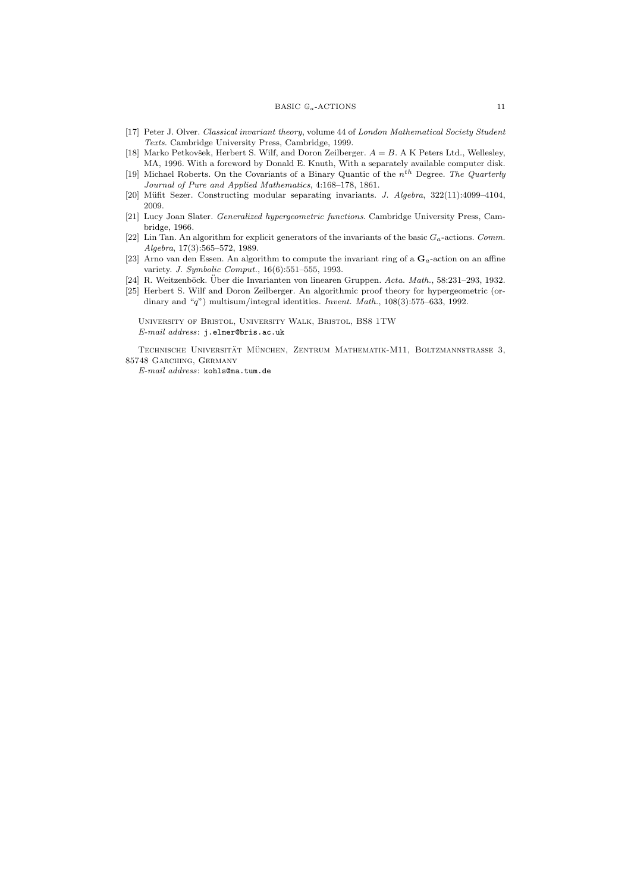[17] Peter J. Olver. *Classical invariant theory*, volume 44 of *London Mathematical Society Student Texts*. Cambridge University Press, Cambridge, 1999.

[18] Marko Petkovšek, Herbert S. Wilf, and Doron Zeilberger. $A = B$. A K Peters Ltd., Wellesley, MA, 1996. With a foreword by Donald E. Knuth, With a separately available computer disk.

[19] Michael Roberts. On the Covariants of a Binary Quantic of the $n^{th}$ Degree. *The Quarterly Journal of Pure and Applied Mathematics*, 4:168–178, 1861.

[20] Müfit Sezer. Constructing modular separating invariants. *J. Algebra*, 322(11):4099–4104, 2009.

[21] Lucy Joan Slater. *Generalized hypergeometric functions*. Cambridge University Press, Cambridge, 1966.

[22] Lin Tan. An algorithm for explicit generators of the invariants of the basic $G_a$-actions. *Comm. Algebra*, 17(3):565–572, 1989.

[23] Arno van den Essen. An algorithm to compute the invariant ring of a $\mathbf{G}_a$-action on an affine variety. *J. Symbolic Comput.*, 16(6):551–555, 1993.

[24] R. Weitzenböck. *Über die Invarianten von linearen Gruppen*. *Acta. Math.*, 58:231–293, 1932.

[25] Herbert S. Wilf and Doron Zeilberger. An algorithmic proof theory for hypergeometric (ordinary and "$q$") multisum/integral identities. *Invent. Math.*, 108(3):575–633, 1992.

University of Bristol, University Walk, Bristol, BS8 1TW
*E-mail address*: j.elmer@bris.ac.uk

Technische Universität München, Zentrum Mathematik-M11, Boltzmannstrasse 3, 85748 Garching, Germany
*E-mail address*: kohls@ma.tum.de